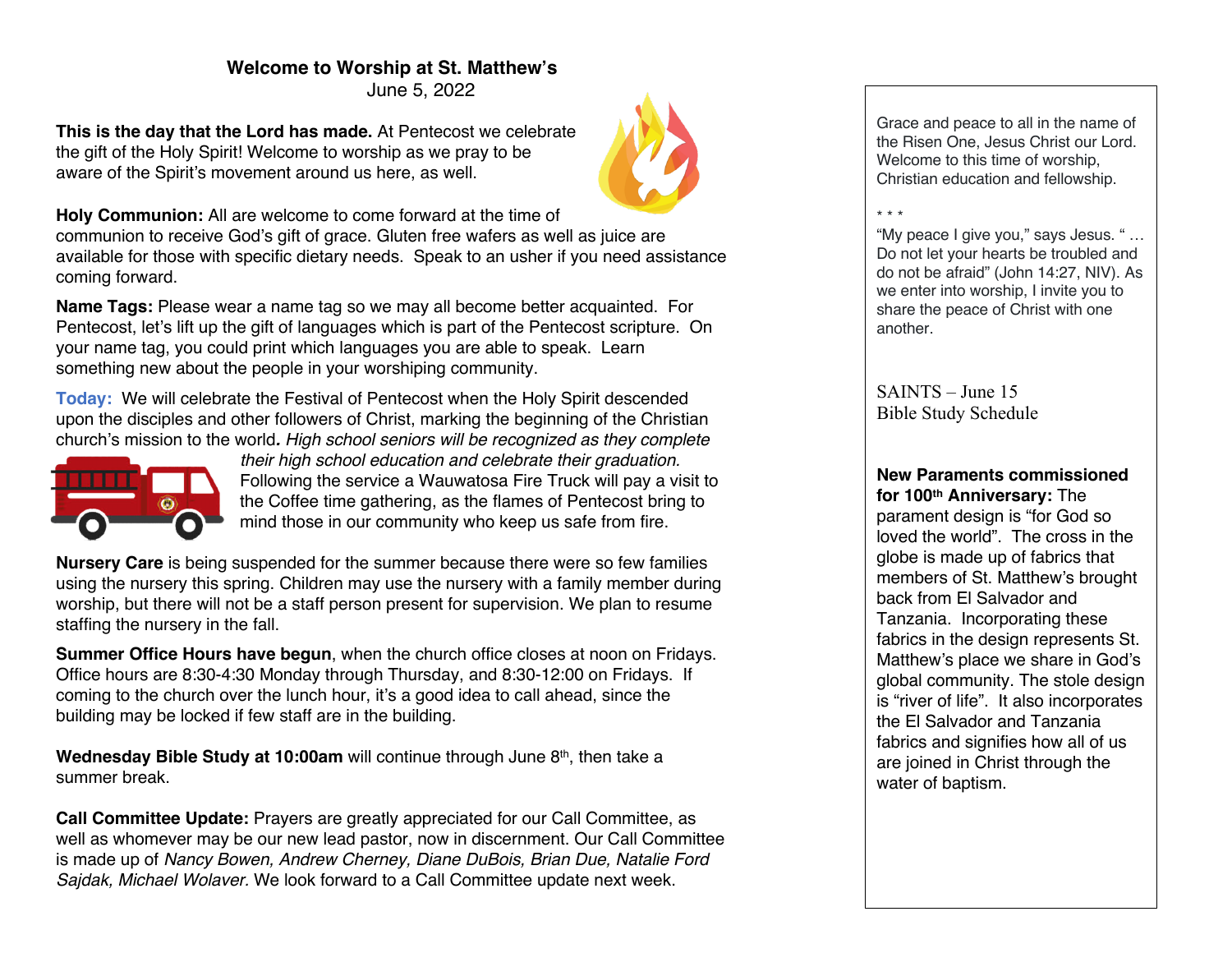# Welcome to Worship at St. Matthew's

June 5, 2022

**This is the day that the Lord has made.** At Pentecost we celebrate the gift of the Holy Spirit! Welcome to worship as we pray to be aware of the Spirit's movement around us here, as well.

**Holy Communion:** All are welcome to come forward at the time of communion to receive God's gift of grace. Gluten free wafers as well as juice are available for those with specific dietary needs. Speak to an usher if you need assistance coming forward.

**Name Tags:** Please wear a name tag so we may all become better acquainted. For Pentecost, let's lift up the gift of languages which is part of the Pentecost scripture. On your name tag, you could print which languages you are able to speak. Learn something new about the people in your worshiping community.

**Today:** We will celebrate the Festival of Pentecost when the Holy Spirit descended upon the disciples and other followers of Christ, marking the beginning of the Christian church's mission to the world**.** *High school seniors will be recognized as they complete their high school education and celebrate their graduation.* Following the service a Wauwatosa Fire Truck will pay a visit to the Coffee time gathering, as the flames of Pentecost bring to mind those in our community who keep us safe from fire.

**Nursery Care** is being suspended for the summer because there were so few families using the nursery this spring. Children may use the nursery with a family member during worship, but there will not be a staff person present for supervision. We plan to resume staffing the nursery in the fall.

**Summer Office Hours have begun**, when the church office closes at noon on Fridays. Office hours are 8:30-4:30 Monday through Thursday, and 8:30-12:00 on Fridays. If coming to the church over the lunch hour, it's a good idea to call ahead, since the building may be locked if few staff are in the building.

**Wednesday Bible Study at 10:00am** will continue through June 8th, then take a summer break.

**Call Committee Update:** Prayers are greatly appreciated for our Call Committee, as well as whomever may be our new lead pastor, now in discernment. Our Call Committee is made up of *Nancy Bowen, Andrew Cherney, Diane DuBois, Brian Due, Natalie Ford Sajdak, Michael Wolaver.* We look forward to a Call Committee update next week.

---

Grace and peace to all in the name of the Risen One, Jesus Christ our Lord. Welcome to this time of worship, Christian education and fellowship.

\* \* \*

"My peace I give you," says Jesus. " … Do not let your hearts be troubled and do not be afraid" (John 14:27, NIV). As we enter into worship, I invite you to share the peace of Christ with one another.

SAINTS – June 15
Bible Study Schedule

**New Paraments commissioned for 100th Anniversary:** The parament design is "for God so loved the world". The cross in the globe is made up of fabrics that members of St. Matthew's brought back from El Salvador and Tanzania. Incorporating these fabrics in the design represents St. Matthew's place we share in God's global community. The stole design is "river of life". It also incorporates the El Salvador and Tanzania fabrics and signifies how all of us are joined in Christ through the water of baptism.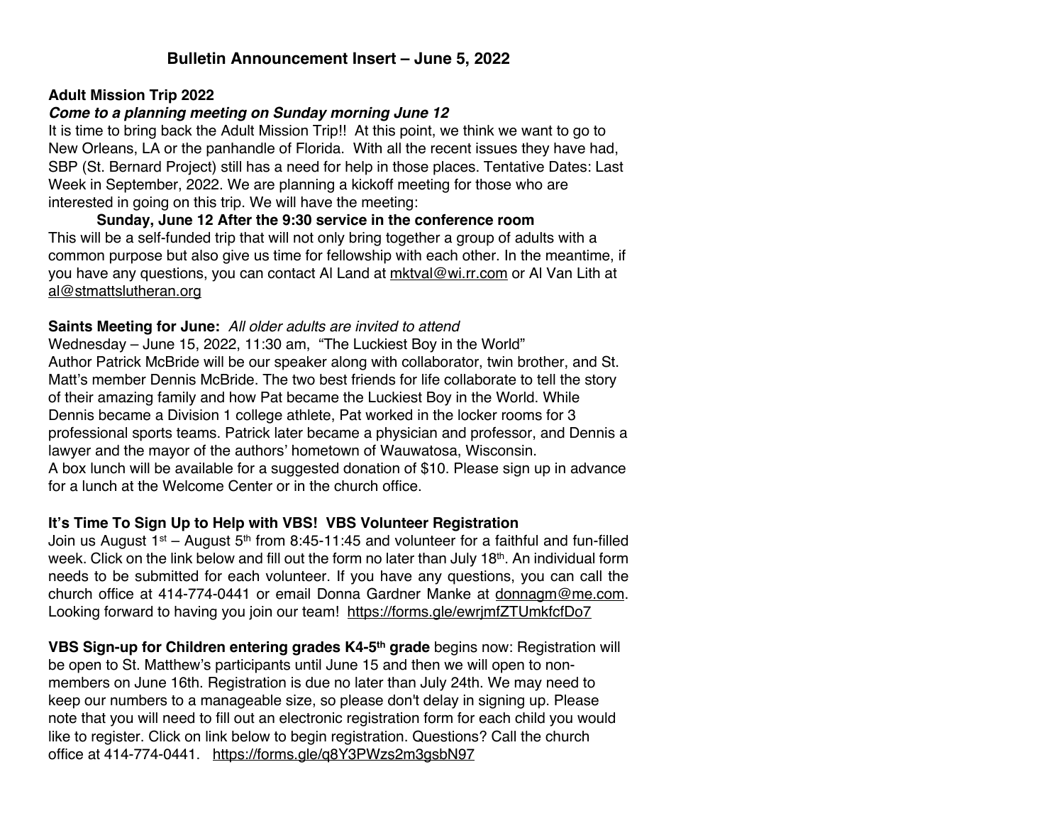# Bulletin Announcement Insert – June 5, 2022

**Adult Mission Trip 2022**

***Come to a planning meeting on Sunday morning June 12***

It is time to bring back the Adult Mission Trip!! At this point, we think we want to go to New Orleans, LA or the panhandle of Florida. With all the recent issues they have had, SBP (St. Bernard Project) still has a need for help in those places. Tentative Dates: Last Week in September, 2022. We are planning a kickoff meeting for those who are interested in going on this trip. We will have the meeting:

**Sunday, June 12 After the 9:30 service in the conference room**

This will be a self-funded trip that will not only bring together a group of adults with a common purpose but also give us time for fellowship with each other. In the meantime, if you have any questions, you can contact Al Land at mktval@wi.rr.com or Al Van Lith at al@stmattslutheran.org

**Saints Meeting for June:** *All older adults are invited to attend*

Wednesday – June 15, 2022, 11:30 am, "The Luckiest Boy in the World"

Author Patrick McBride will be our speaker along with collaborator, twin brother, and St. Matt's member Dennis McBride. The two best friends for life collaborate to tell the story of their amazing family and how Pat became the Luckiest Boy in the World. While Dennis became a Division 1 college athlete, Pat worked in the locker rooms for 3 professional sports teams. Patrick later became a physician and professor, and Dennis a lawyer and the mayor of the authors' hometown of Wauwatosa, Wisconsin.

A box lunch will be available for a suggested donation of $10. Please sign up in advance for a lunch at the Welcome Center or in the church office.

**It's Time To Sign Up to Help with VBS! VBS Volunteer Registration**

Join us August 1st – August 5th from 8:45-11:45 and volunteer for a faithful and fun-filled week. Click on the link below and fill out the form no later than July 18th. An individual form needs to be submitted for each volunteer. If you have any questions, you can call the church office at 414-774-0441 or email Donna Gardner Manke at donnagm@me.com. Looking forward to having you join our team! https://forms.gle/ewrjmfZTUmkfcfDo7

**VBS Sign-up for Children entering grades K4-5th grade** begins now: Registration will be open to St. Matthew's participants until June 15 and then we will open to non-members on June 16th. Registration is due no later than July 24th. We may need to keep our numbers to a manageable size, so please don't delay in signing up. Please note that you will need to fill out an electronic registration form for each child you would like to register. Click on link below to begin registration. Questions? Call the church office at 414-774-0441. https://forms.gle/q8Y3PWzs2m3gsbN97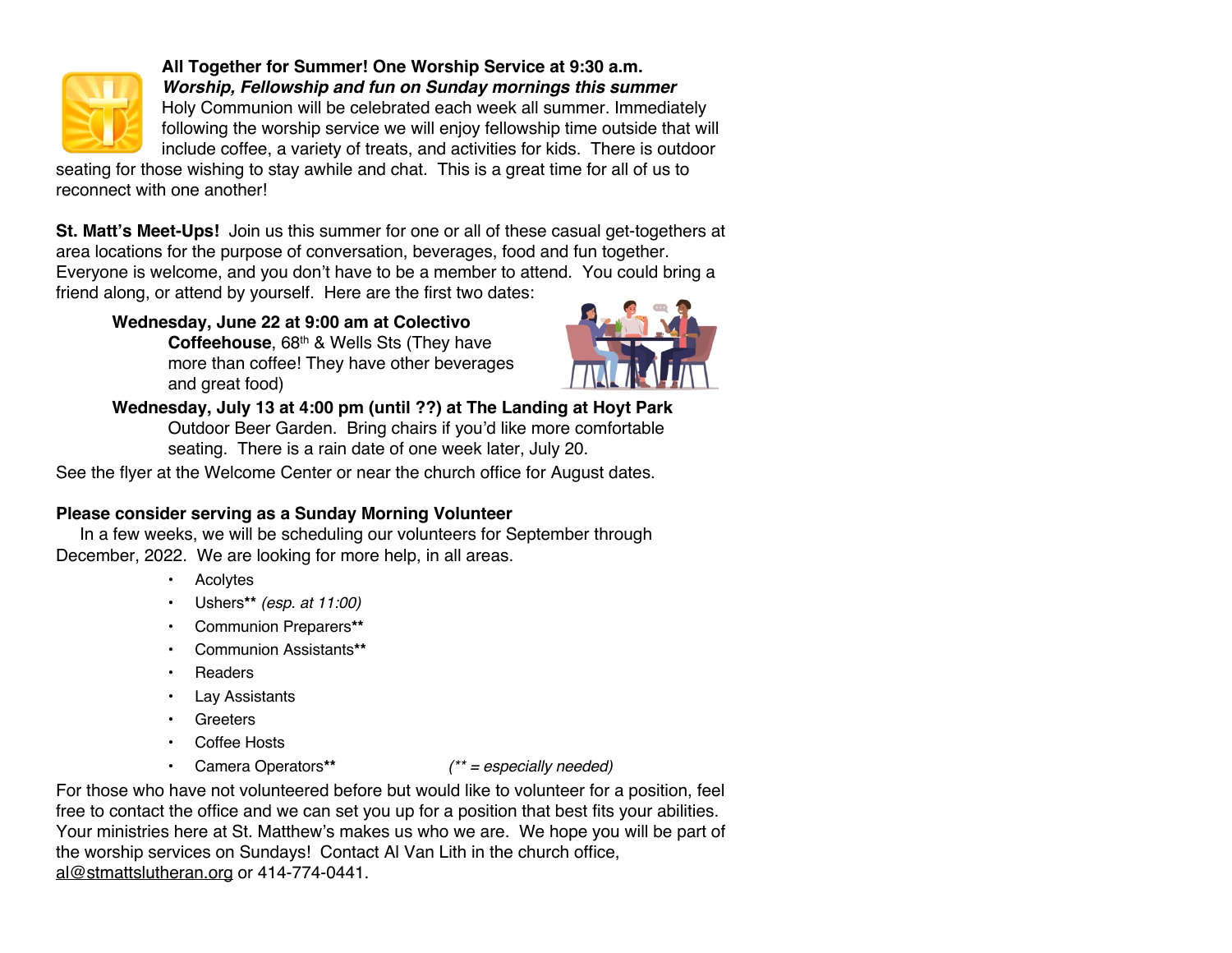**All Together for Summer! One Worship Service at 9:30 a.m.**
***Worship, Fellowship and fun on Sunday mornings this summer***
Holy Communion will be celebrated each week all summer. Immediately following the worship service we will enjoy fellowship time outside that will include coffee, a variety of treats, and activities for kids. There is outdoor seating for those wishing to stay awhile and chat. This is a great time for all of us to reconnect with one another!

**St. Matt's Meet-Ups!** Join us this summer for one or all of these casual get-togethers at area locations for the purpose of conversation, beverages, food and fun together. Everyone is welcome, and you don't have to be a member to attend. You could bring a friend along, or attend by yourself. Here are the first two dates:

**Wednesday, June 22 at 9:00 am at Colectivo Coffeehouse**, 68th & Wells Sts (They have more than coffee! They have other beverages and great food)

**Wednesday, July 13 at 4:00 pm (until ??) at The Landing at Hoyt Park** Outdoor Beer Garden. Bring chairs if you'd like more comfortable seating. There is a rain date of one week later, July 20.

See the flyer at the Welcome Center or near the church office for August dates.

**Please consider serving as a Sunday Morning Volunteer**
In a few weeks, we will be scheduling our volunteers for September through December, 2022. We are looking for more help, in all areas.

- Acolytes
- Ushers** *(esp. at 11:00)*
- Communion Preparers**
- Communion Assistants**
- Readers
- Lay Assistants
- Greeters
- Coffee Hosts
- Camera Operators** *(** = especially needed)*

For those who have not volunteered before but would like to volunteer for a position, feel free to contact the office and we can set you up for a position that best fits your abilities. Your ministries here at St. Matthew's makes us who we are. We hope you will be part of the worship services on Sundays! Contact Al Van Lith in the church office, al@stmattslutheran.org or 414-774-0441.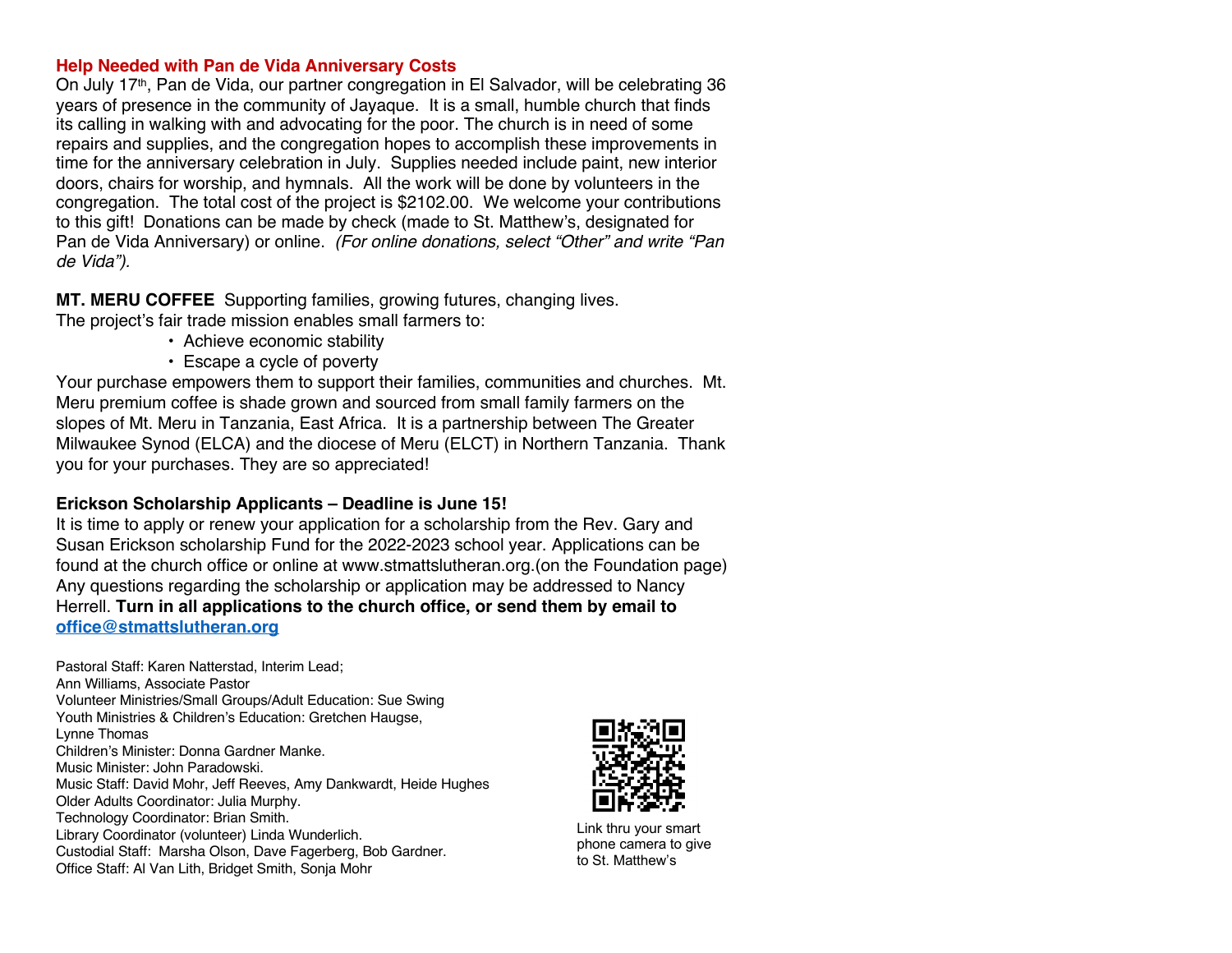## Help Needed with Pan de Vida Anniversary Costs

On July 17th, Pan de Vida, our partner congregation in El Salvador, will be celebrating 36 years of presence in the community of Jayaque. It is a small, humble church that finds its calling in walking with and advocating for the poor. The church is in need of some repairs and supplies, and the congregation hopes to accomplish these improvements in time for the anniversary celebration in July. Supplies needed include paint, new interior doors, chairs for worship, and hymnals. All the work will be done by volunteers in the congregation. The total cost of the project is $2102.00. We welcome your contributions to this gift! Donations can be made by check (made to St. Matthew's, designated for Pan de Vida Anniversary) or online. *(For online donations, select "Other" and write "Pan de Vida").*

**MT. MERU COFFEE** Supporting families, growing futures, changing lives.
The project's fair trade mission enables small farmers to:

- Achieve economic stability
- Escape a cycle of poverty

Your purchase empowers them to support their families, communities and churches. Mt. Meru premium coffee is shade grown and sourced from small family farmers on the slopes of Mt. Meru in Tanzania, East Africa. It is a partnership between The Greater Milwaukee Synod (ELCA) and the diocese of Meru (ELCT) in Northern Tanzania. Thank you for your purchases. They are so appreciated!

**Erickson Scholarship Applicants – Deadline is June 15!**

It is time to apply or renew your application for a scholarship from the Rev. Gary and Susan Erickson scholarship Fund for the 2022-2023 school year. Applications can be found at the church office or online at www.stmattslutheran.org.(on the Foundation page) Any questions regarding the scholarship or application may be addressed to Nancy Herrell. **Turn in all applications to the church office, or send them by email to [office@stmattslutheran.org](mailto:office@stmattslutheran.org)**

Pastoral Staff: Karen Natterstad, Interim Lead;
Ann Williams, Associate Pastor
Volunteer Ministries/Small Groups/Adult Education: Sue Swing
Youth Ministries & Children's Education: Gretchen Haugse, Lynne Thomas
Children's Minister: Donna Gardner Manke.
Music Minister: John Paradowski.
Music Staff: David Mohr, Jeff Reeves, Amy Dankwardt, Heide Hughes
Older Adults Coordinator: Julia Murphy.
Technology Coordinator: Brian Smith.
Library Coordinator (volunteer) Linda Wunderlich.
Custodial Staff: Marsha Olson, Dave Fagerberg, Bob Gardner.
Office Staff: Al Van Lith, Bridget Smith, Sonja Mohr

Link thru your smart phone camera to give to St. Matthew's